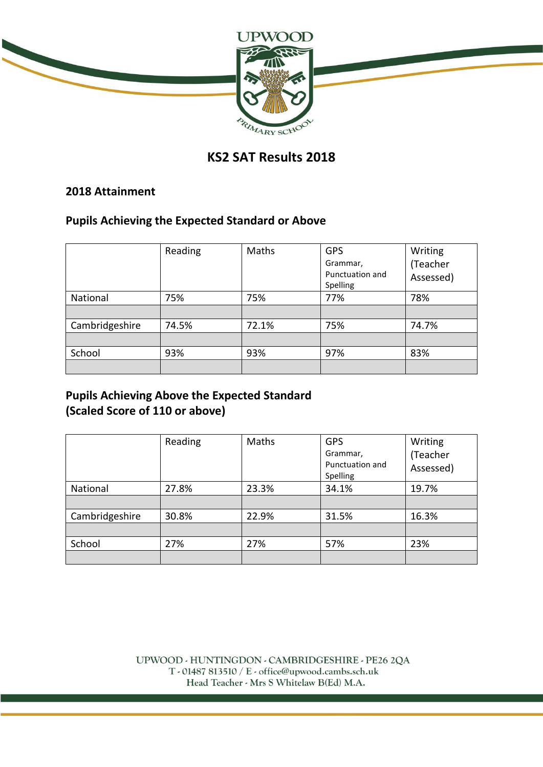# KS2 SAT Results 2018

## 2018 Attainment

### Pupils Achieving the Expected Standard or Above

| | Reading | Maths | GPS Grammar, Punctuation and Spelling | Writing (Teacher Assessed) |
|---|---|---|---|---|
| National | 75% | 75% | 77% | 78% |
| | | | | |
| Cambridgeshire | 74.5% | 72.1% | 75% | 74.7% |
| | | | | |
| School | 93% | 93% | 97% | 83% |
| | | | | |

### Pupils Achieving Above the Expected Standard (Scaled Score of 110 or above)

| | Reading | Maths | GPS Grammar, Punctuation and Spelling | Writing (Teacher Assessed) |
|---|---|---|---|---|
| National | 27.8% | 23.3% | 34.1% | 19.7% |
| | | | | |
| Cambridgeshire | 30.8% | 22.9% | 31.5% | 16.3% |
| | | | | |
| School | 27% | 27% | 57% | 23% |
| | | | | |

UPWOOD - HUNTINGDON - CAMBRIDGESHIRE - PE26 2QA
T - 01487 813510 / E - office@upwood.cambs.sch.uk
Head Teacher - Mrs S Whitelaw B(Ed) M.A.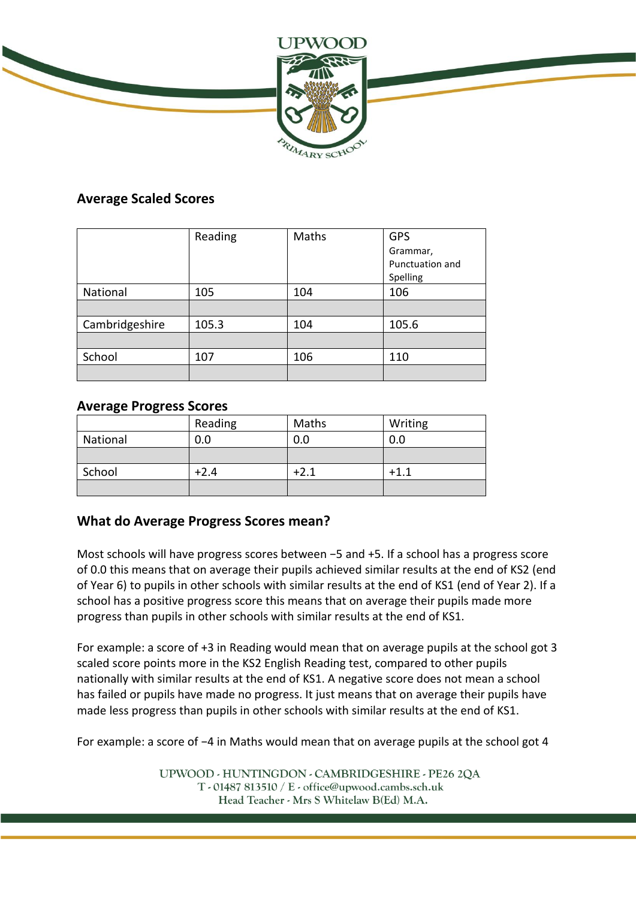## Average Scaled Scores

| | Reading | Maths | GPS Grammar, Punctuation and Spelling |
|---|---|---|---|
| National | 105 | 104 | 106 |
| | | | |
| Cambridgeshire | 105.3 | 104 | 105.6 |
| | | | |
| School | 107 | 106 | 110 |
| | | | |

## Average Progress Scores

| | Reading | Maths | Writing |
|---|---|---|---|
| National | 0.0 | 0.0 | 0.0 |
| | | | |
| School | +2.4 | +2.1 | +1.1 |
| | | | |

## What do Average Progress Scores mean?

Most schools will have progress scores between −5 and +5. If a school has a progress score of 0.0 this means that on average their pupils achieved similar results at the end of KS2 (end of Year 6) to pupils in other schools with similar results at the end of KS1 (end of Year 2). If a school has a positive progress score this means that on average their pupils made more progress than pupils in other schools with similar results at the end of KS1.

For example: a score of +3 in Reading would mean that on average pupils at the school got 3 scaled score points more in the KS2 English Reading test, compared to other pupils nationally with similar results at the end of KS1. A negative score does not mean a school has failed or pupils have made no progress. It just means that on average their pupils have made less progress than pupils in other schools with similar results at the end of KS1.

For example: a score of −4 in Maths would mean that on average pupils at the school got 4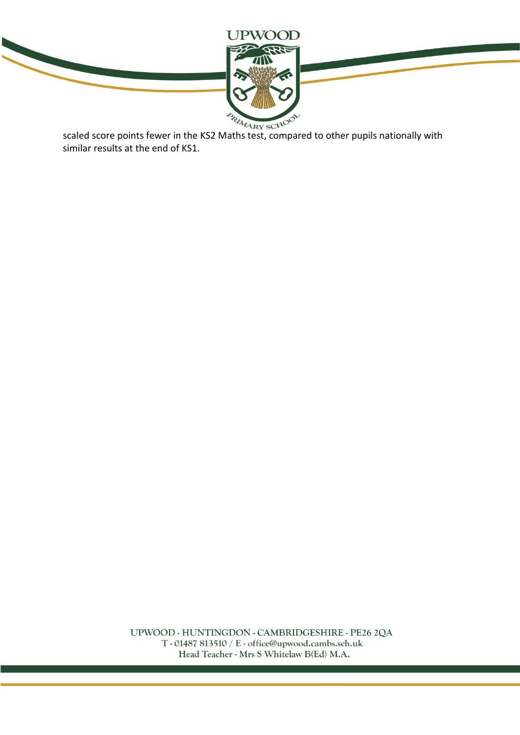scaled score points fewer in the KS2 Maths test, compared to other pupils nationally with similar results at the end of KS1.